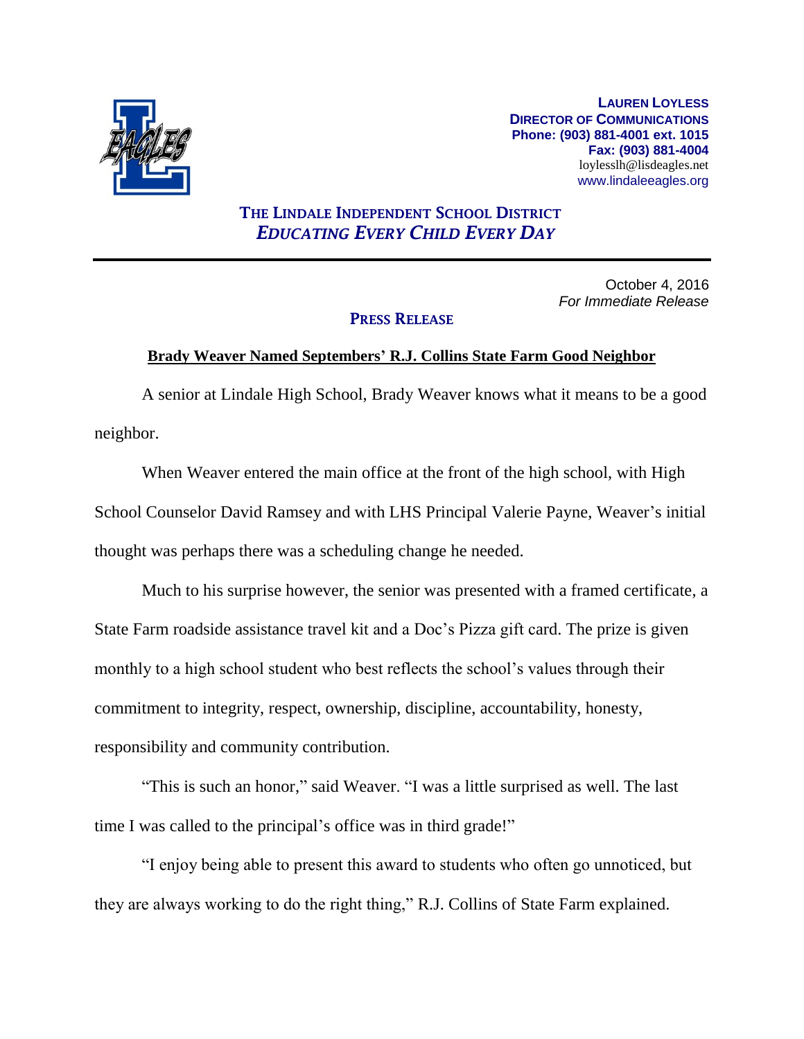**LAUREN LOYLESS**
**DIRECTOR OF COMMUNICATIONS**
**Phone: (903) 881-4001 ext. 1015**
**Fax: (903) 881-4004**
loylesslh@lisdeagles.net
www.lindaleeagles.org

**THE LINDALE INDEPENDENT SCHOOL DISTRICT**
***EDUCATING EVERY CHILD EVERY DAY***

---

October 4, 2016
*For Immediate Release*

**PRESS RELEASE**

**Brady Weaver Named Septembers' R.J. Collins State Farm Good Neighbor**

A senior at Lindale High School, Brady Weaver knows what it means to be a good neighbor.

When Weaver entered the main office at the front of the high school, with High School Counselor David Ramsey and with LHS Principal Valerie Payne, Weaver's initial thought was perhaps there was a scheduling change he needed.

Much to his surprise however, the senior was presented with a framed certificate, a State Farm roadside assistance travel kit and a Doc's Pizza gift card. The prize is given monthly to a high school student who best reflects the school's values through their commitment to integrity, respect, ownership, discipline, accountability, honesty, responsibility and community contribution.

"This is such an honor," said Weaver. "I was a little surprised as well. The last time I was called to the principal's office was in third grade!"

"I enjoy being able to present this award to students who often go unnoticed, but they are always working to do the right thing," R.J. Collins of State Farm explained.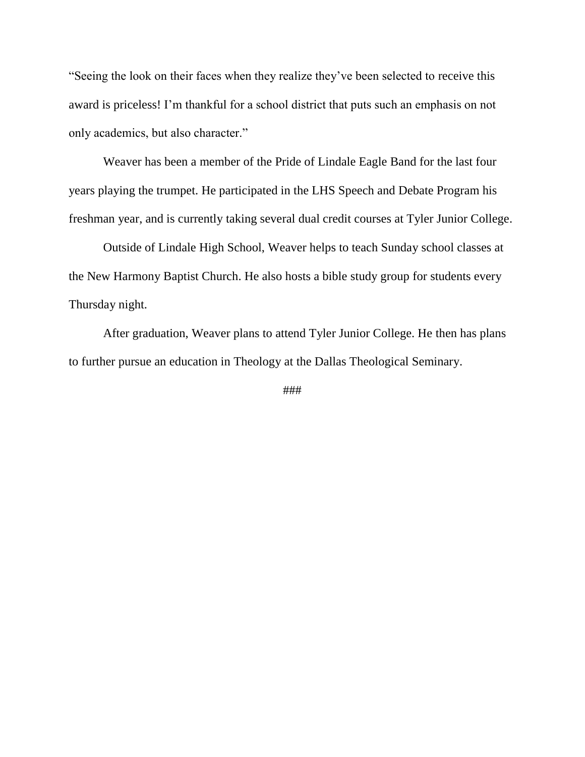"Seeing the look on their faces when they realize they've been selected to receive this award is priceless! I'm thankful for a school district that puts such an emphasis on not only academics, but also character."

Weaver has been a member of the Pride of Lindale Eagle Band for the last four years playing the trumpet. He participated in the LHS Speech and Debate Program his freshman year, and is currently taking several dual credit courses at Tyler Junior College.

Outside of Lindale High School, Weaver helps to teach Sunday school classes at the New Harmony Baptist Church. He also hosts a bible study group for students every Thursday night.

After graduation, Weaver plans to attend Tyler Junior College. He then has plans to further pursue an education in Theology at the Dallas Theological Seminary.

###